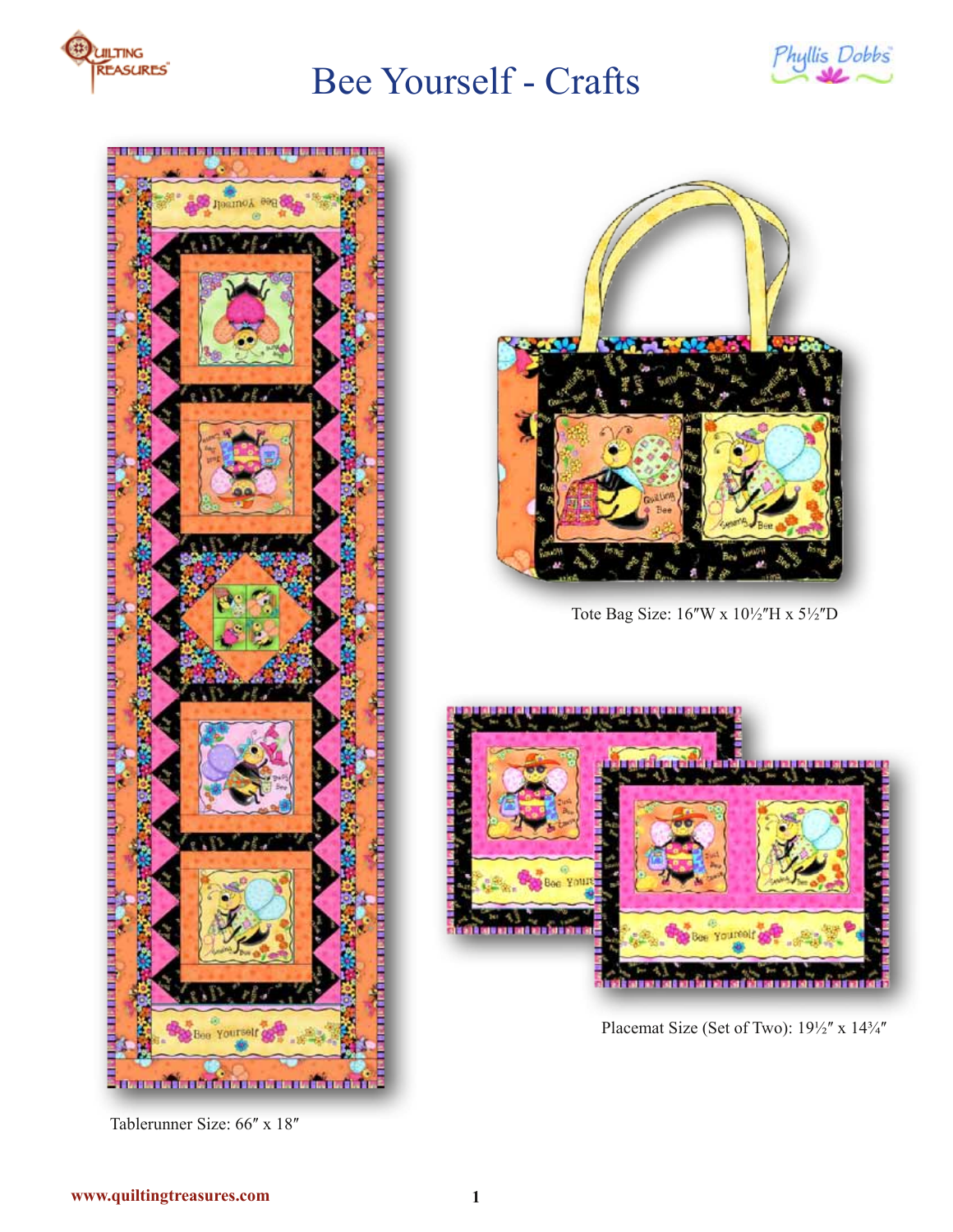# Bee Yourself - Crafts

Tote Bag Size: 16″W x 10½″H x 5½″D

Placemat Size (Set of Two): 19½″ x 14¾″

Tablerunner Size: 66″ x 18″

www.quiltingtreasures.com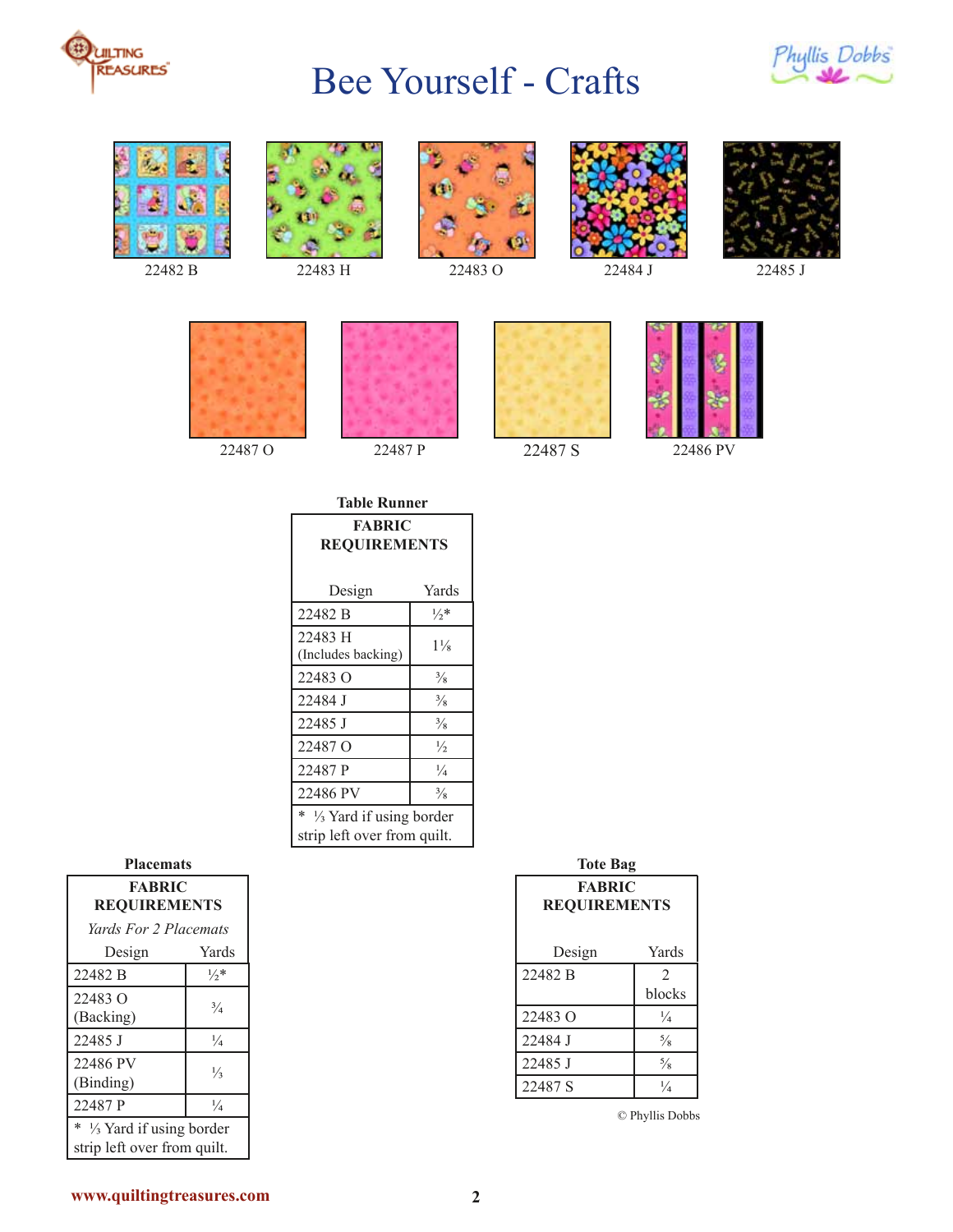# Bee Yourself - Crafts

22482 B | 22483 H | 22483 O | 22484 J | 22485 J

22487 O | 22487 P | 22487 S | 22486 PV

**Table Runner**

| FABRIC REQUIREMENTS | |
|---|---|
| Design | Yards |
| 22482 B | ½* |
| 22483 H (Includes backing) | 1⅛ |
| 22483 O | ⅜ |
| 22484 J | ⅜ |
| 22485 J | ⅜ |
| 22487 O | ½ |
| 22487 P | ¼ |
| 22486 PV | ⅜ |

\* ⅓ Yard if using border strip left over from quilt.

**Placemats**

| FABRIC REQUIREMENTS *Yards For 2 Placemats* | |
|---|---|
| Design | Yards |
| 22482 B | ½* |
| 22483 O (Backing) | ¾ |
| 22485 J | ¼ |
| 22486 PV (Binding) | ⅓ |
| 22487 P | ¼ |

\* ⅓ Yard if using border strip left over from quilt.

**Tote Bag**

| FABRIC REQUIREMENTS | |
|---|---|
| Design | Yards |
| 22482 B | 2 blocks |
| 22483 O | ¼ |
| 22484 J | ⅝ |
| 22485 J | ⅝ |
| 22487 S | ¼ |

© Phyllis Dobbs

www.quiltingtreasures.com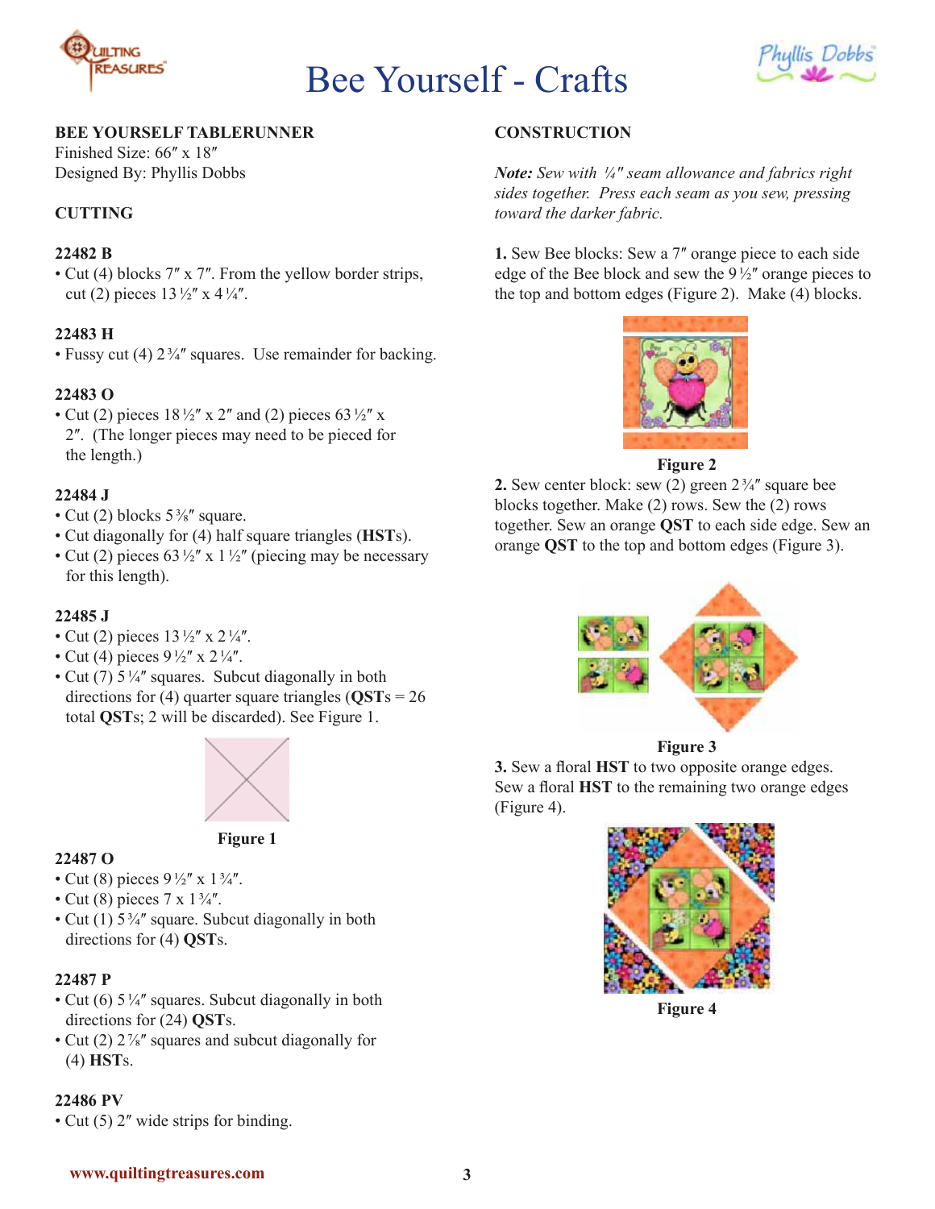# Bee Yourself - Crafts

## BEE YOURSELF TABLERUNNER

Finished Size: 66″ x 18″
Designed By: Phyllis Dobbs

### CUTTING

**22482 B**

- Cut (4) blocks 7″ x 7″. From the yellow border strips, cut (2) pieces 13 ½″ x 4 ¼″.

**22483 H**

- Fussy cut (4) 2 ¾″ squares. Use remainder for backing.

**22483 O**

- Cut (2) pieces 18 ½″ x 2″ and (2) pieces 63 ½″ x 2″. (The longer pieces may need to be pieced for the length.)

**22484 J**

- Cut (2) blocks 5 ⅜″ square.
- Cut diagonally for (4) half square triangles (**HST**s).
- Cut (2) pieces 63 ½″ x 1 ½″ (piecing may be necessary for this length).

**22485 J**

- Cut (2) pieces 13 ½″ x 2 ¼″.
- Cut (4) pieces 9 ½″ x 2 ¼″.
- Cut (7) 5 ¼″ squares. Subcut diagonally in both directions for (4) quarter square triangles (**QST**s = 26 total **QST**s; 2 will be discarded). See Figure 1.

**Figure 1**

**22487 O**

- Cut (8) pieces 9 ½″ x 1 ¾″.
- Cut (8) pieces 7 x 1 ¾″.
- Cut (1) 5 ¾″ square. Subcut diagonally in both directions for (4) **QST**s.

**22487 P**

- Cut (6) 5 ¼″ squares. Subcut diagonally in both directions for (24) **QST**s.
- Cut (2) 2 ⅞″ squares and subcut diagonally for (4) **HST**s.

**22486 PV**

- Cut (5) 2″ wide strips for binding.

### CONSTRUCTION

***Note:*** *Sew with ¼″ seam allowance and fabrics right sides together. Press each seam as you sew, pressing toward the darker fabric.*

**1.** Sew Bee blocks: Sew a 7″ orange piece to each side edge of the Bee block and sew the 9 ½″ orange pieces to the top and bottom edges (Figure 2). Make (4) blocks.

**Figure 2**

**2.** Sew center block: sew (2) green 2 ¾″ square bee blocks together. Make (2) rows. Sew the (2) rows together. Sew an orange **QST** to each side edge. Sew an orange **QST** to the top and bottom edges (Figure 3).

**Figure 3**

**3.** Sew a floral **HST** to two opposite orange edges. Sew a floral **HST** to the remaining two orange edges (Figure 4).

**Figure 4**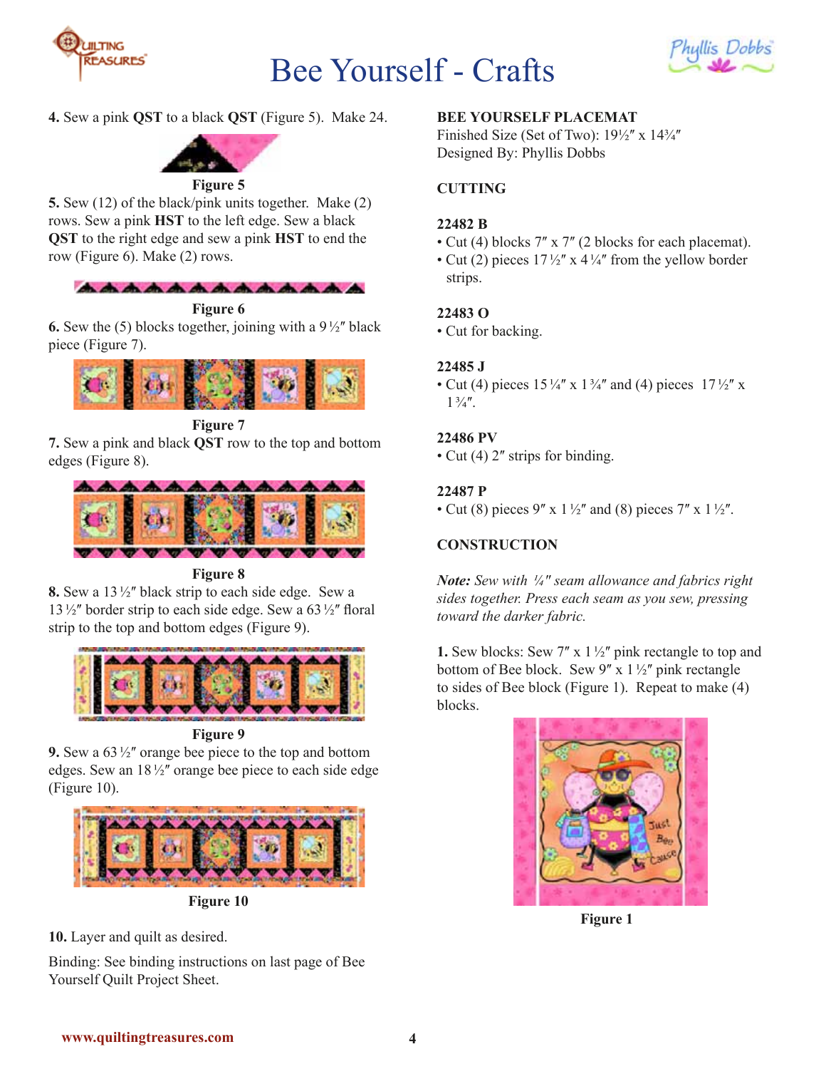**4.** Sew a pink **QST** to a black **QST** (Figure 5). Make 24.

**Figure 5**

**5.** Sew (12) of the black/pink units together. Make (2) rows. Sew a pink **HST** to the left edge. Sew a black **QST** to the right edge and sew a pink **HST** to end the row (Figure 6). Make (2) rows.

**Figure 6**

**6.** Sew the (5) blocks together, joining with a 9½″ black piece (Figure 7).

**Figure 7**

**7.** Sew a pink and black **QST** row to the top and bottom edges (Figure 8).

**Figure 8**

**8.** Sew a 13½″ black strip to each side edge. Sew a 13½″ border strip to each side edge. Sew a 63½″ floral strip to the top and bottom edges (Figure 9).

**Figure 9**

**9.** Sew a 63½″ orange bee piece to the top and bottom edges. Sew an 18½″ orange bee piece to each side edge (Figure 10).

**Figure 10**

**10.** Layer and quilt as desired.

Binding: See binding instructions on last page of Bee Yourself Quilt Project Sheet.

## BEE YOURSELF PLACEMAT

Finished Size (Set of Two): 19½″ x 14¾″
Designed By: Phyllis Dobbs

### CUTTING

**22482 B**

- Cut (4) blocks 7″ x 7″ (2 blocks for each placemat).
- Cut (2) pieces 17½″ x 4¼″ from the yellow border strips.

**22483 O**

- Cut for backing.

**22485 J**

- Cut (4) pieces 15¼″ x 1¾″ and (4) pieces 17½″ x 1¾″.

**22486 PV**

- Cut (4) 2″ strips for binding.

**22487 P**

- Cut (8) pieces 9″ x 1½″ and (8) pieces 7″ x 1½″.

### CONSTRUCTION

***Note:*** *Sew with ¼″ seam allowance and fabrics right sides together. Press each seam as you sew, pressing toward the darker fabric.*

**1.** Sew blocks: Sew 7″ x 1½″ pink rectangle to top and bottom of Bee block. Sew 9″ x 1½″ pink rectangle to sides of Bee block (Figure 1). Repeat to make (4) blocks.

**Figure 1**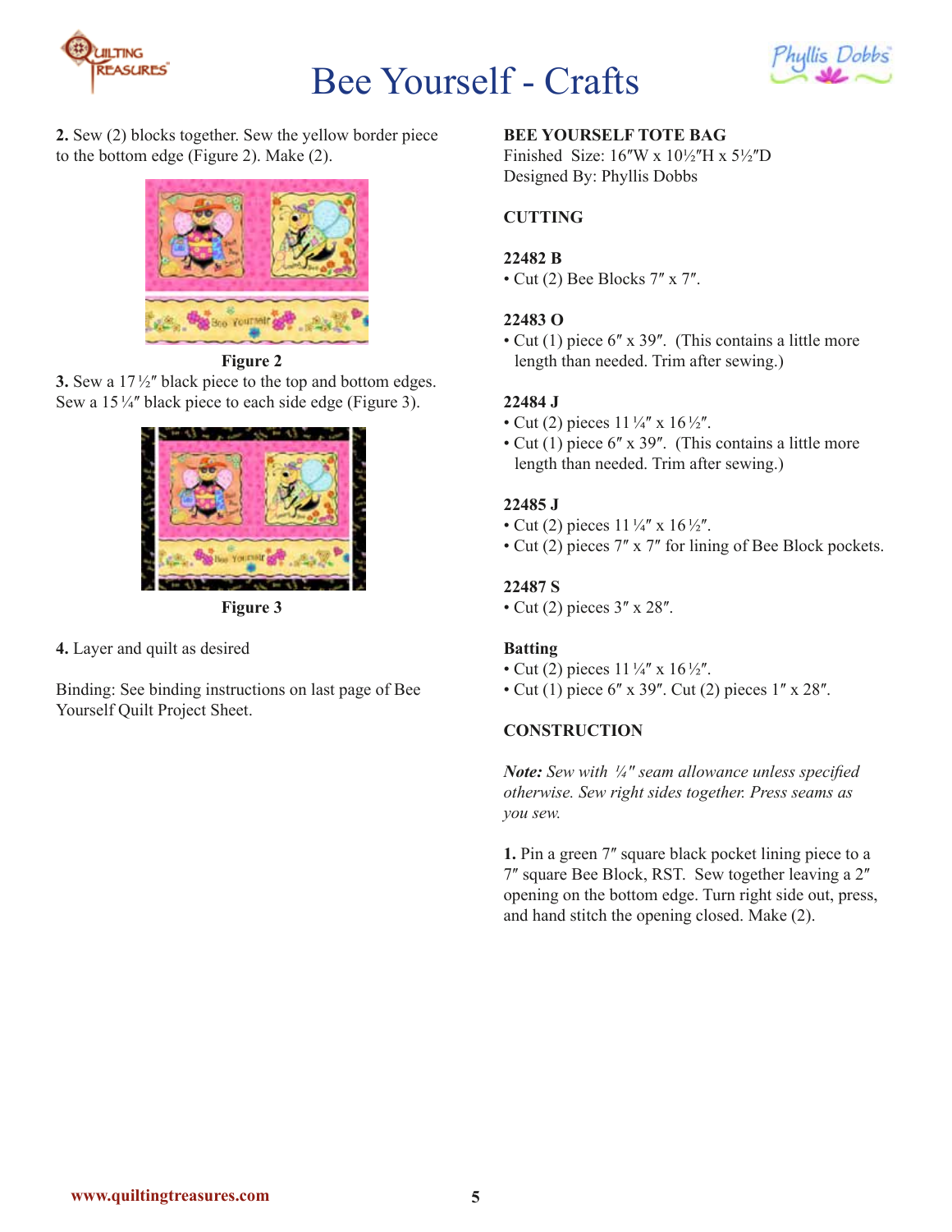2. Sew (2) blocks together. Sew the yellow border piece to the bottom edge (Figure 2). Make (2).

Figure 2

3. Sew a 17½″ black piece to the top and bottom edges. Sew a 15¼″ black piece to each side edge (Figure 3).

Figure 3

4. Layer and quilt as desired

Binding: See binding instructions on last page of Bee Yourself Quilt Project Sheet.

## BEE YOURSELF TOTE BAG

Finished Size: 16″W x 10½″H x 5½″D
Designed By: Phyllis Dobbs

### CUTTING

**22482 B**
- Cut (2) Bee Blocks 7″ x 7″.

**22483 O**
- Cut (1) piece 6″ x 39″. (This contains a little more length than needed. Trim after sewing.)

**22484 J**
- Cut (2) pieces 11¼″ x 16½″.
- Cut (1) piece 6″ x 39″. (This contains a little more length than needed. Trim after sewing.)

**22485 J**
- Cut (2) pieces 11¼″ x 16½″.
- Cut (2) pieces 7″ x 7″ for lining of Bee Block pockets.

**22487 S**
- Cut (2) pieces 3″ x 28″.

**Batting**
- Cut (2) pieces 11¼″ x 16½″.
- Cut (1) piece 6″ x 39″. Cut (2) pieces 1″ x 28″.

### CONSTRUCTION

***Note:*** *Sew with ¼″ seam allowance unless specified otherwise. Sew right sides together. Press seams as you sew.*

**1.** Pin a green 7″ square black pocket lining piece to a 7″ square Bee Block, RST. Sew together leaving a 2″ opening on the bottom edge. Turn right side out, press, and hand stitch the opening closed. Make (2).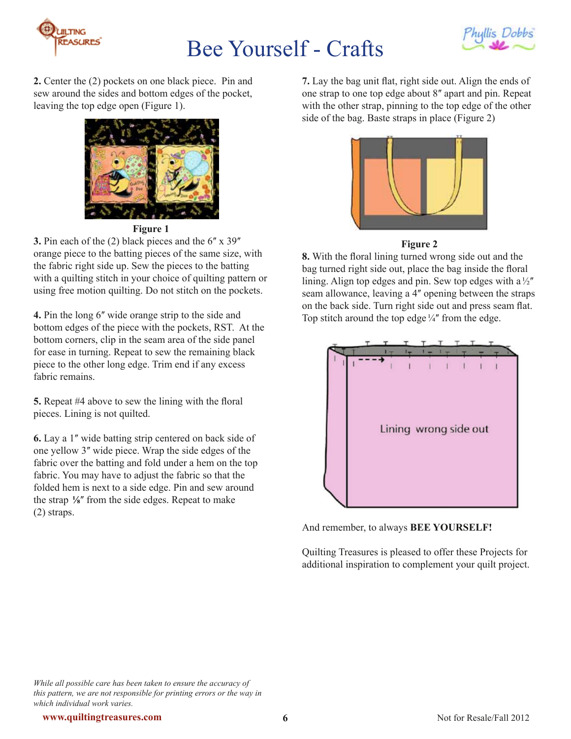# Bee Yourself - Crafts

**2.** Center the (2) pockets on one black piece. Pin and sew around the sides and bottom edges of the pocket, leaving the top edge open (Figure 1).

**Figure 1**

**3.** Pin each of the (2) black pieces and the 6″ x 39″ orange piece to the batting pieces of the same size, with the fabric right side up. Sew the pieces to the batting with a quilting stitch in your choice of quilting pattern or using free motion quilting. Do not stitch on the pockets.

**4.** Pin the long 6″ wide orange strip to the side and bottom edges of the piece with the pockets, RST. At the bottom corners, clip in the seam area of the side panel for ease in turning. Repeat to sew the remaining black piece to the other long edge. Trim end if any excess fabric remains.

**5.** Repeat #4 above to sew the lining with the floral pieces. Lining is not quilted.

**6.** Lay a 1″ wide batting strip centered on back side of one yellow 3″ wide piece. Wrap the side edges of the fabric over the batting and fold under a hem on the top fabric. You may have to adjust the fabric so that the folded hem is next to a side edge. Pin and sew around the strap ⅛″ from the side edges. Repeat to make (2) straps.

**7.** Lay the bag unit flat, right side out. Align the ends of one strap to one top edge about 8″ apart and pin. Repeat with the other strap, pinning to the top edge of the other side of the bag. Baste straps in place (Figure 2)

**Figure 2**

**8.** With the floral lining turned wrong side out and the bag turned right side out, place the bag inside the floral lining. Align top edges and pin. Sew top edges with a ½″ seam allowance, leaving a 4″ opening between the straps on the back side. Turn right side out and press seam flat. Top stitch around the top edge ¼″ from the edge.

Lining wrong side out

And remember, to always **BEE YOURSELF!**

Quilting Treasures is pleased to offer these Projects for additional inspiration to complement your quilt project.

*While all possible care has been taken to ensure the accuracy of this pattern, we are not responsible for printing errors or the way in which individual work varies.*